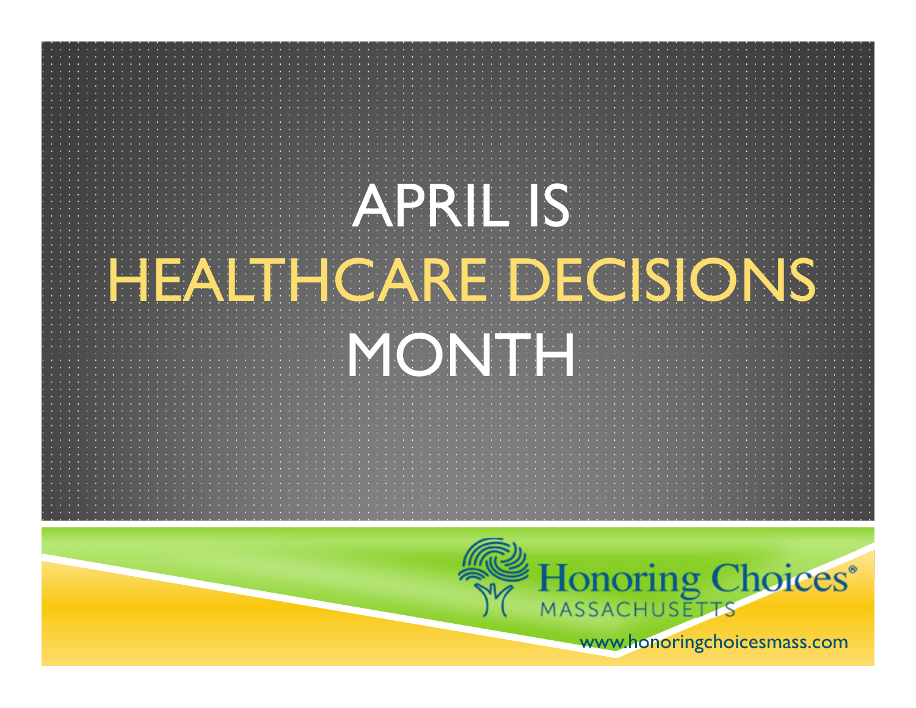# APRIL IS HEALTHCARE DECISIONS MONTH

Honoring Choices®
MASSACHUSETTS

www.honoringchoicesmass.com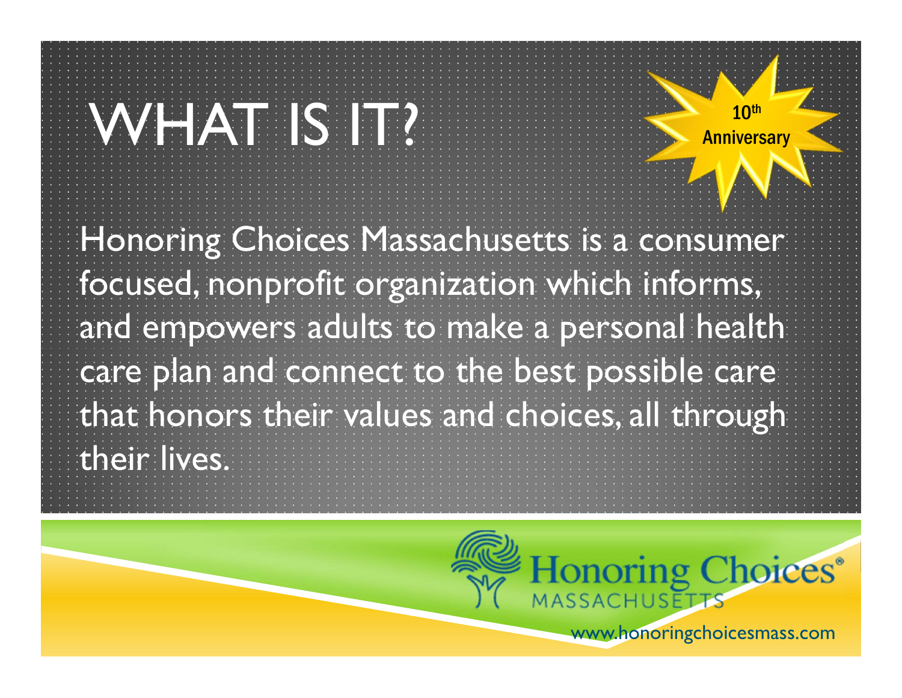# WHAT IS IT?

10th Anniversary

Honoring Choices Massachusetts is a consumer focused, nonprofit organization which informs, and empowers adults to make a personal health care plan and connect to the best possible care that honors their values and choices, all through their lives.

Honoring Choices® MASSACHUSETTS

www.honoringchoicesmass.com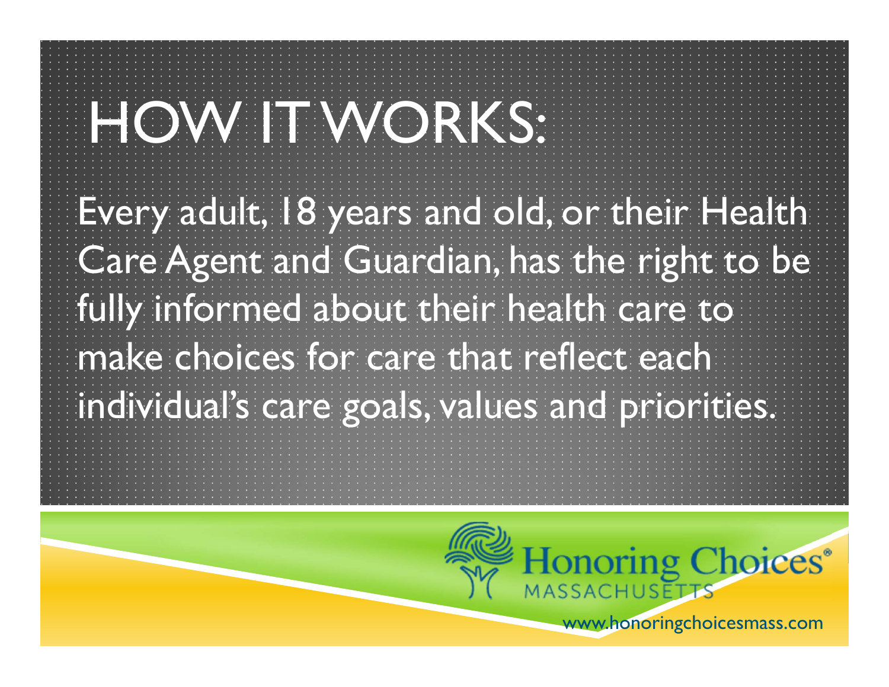# HOW IT WORKS:

Every adult, 18 years and old, or their Health Care Agent and Guardian, has the right to be fully informed about their health care to make choices for care that reflect each individual's care goals, values and priorities.

Honoring Choices® MASSACHUSETTS

www.honoringchoicesmass.com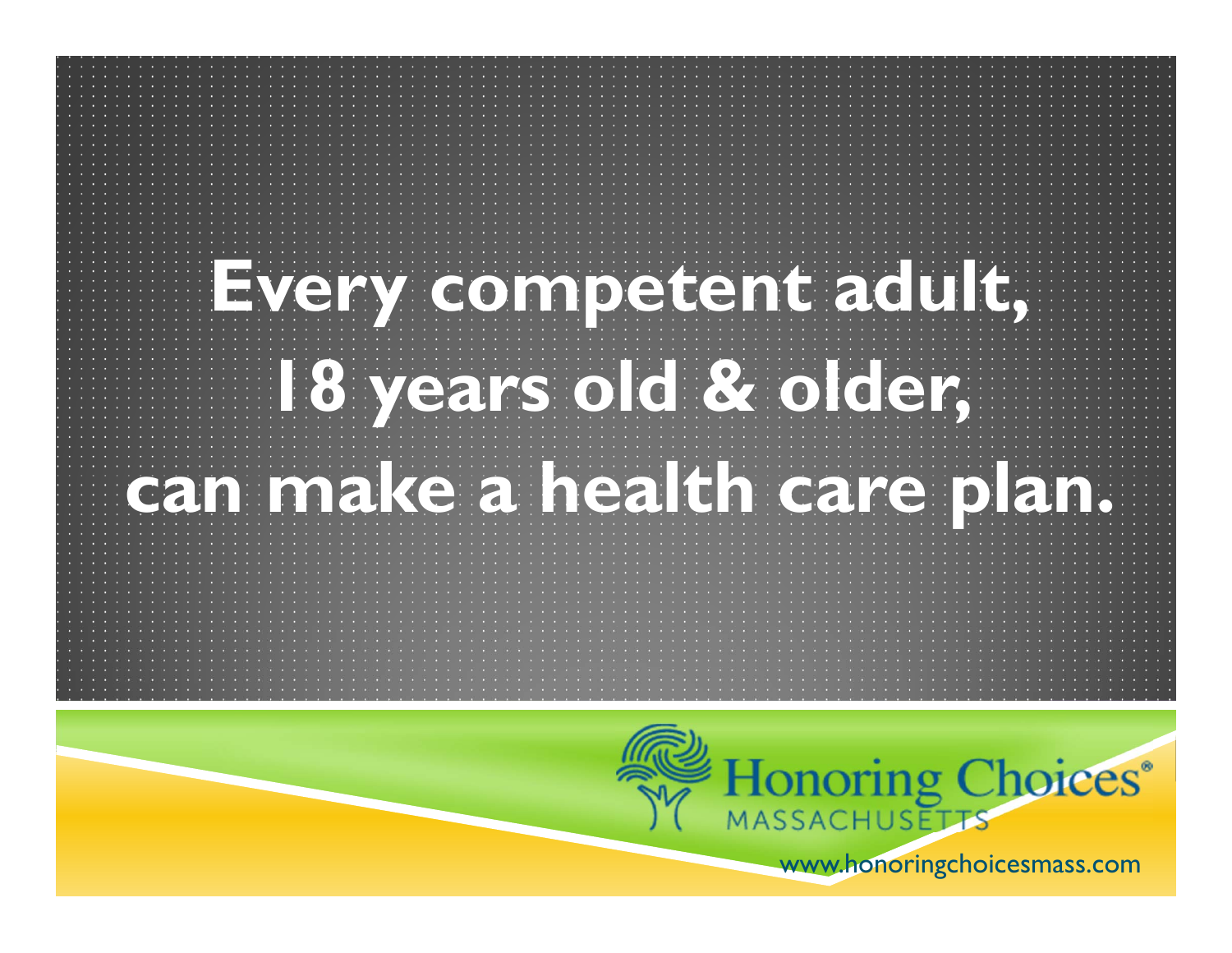# Every competent adult, 18 years old & older, can make a health care plan.

Honoring Choices® MASSACHUSETTS

www.honoringchoicesmass.com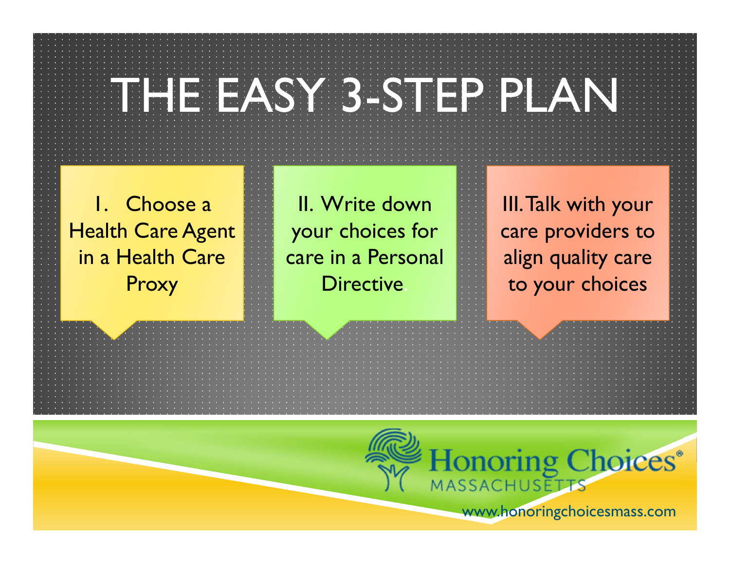# THE EASY 3-STEP PLAN

I. Choose a Health Care Agent in a Health Care Proxy

II. Write down your choices for care in a Personal Directive.

III. Talk with your care providers to align quality care to your choices

Honoring Choices® MASSACHUSETTS

www.honoringchoicesmass.com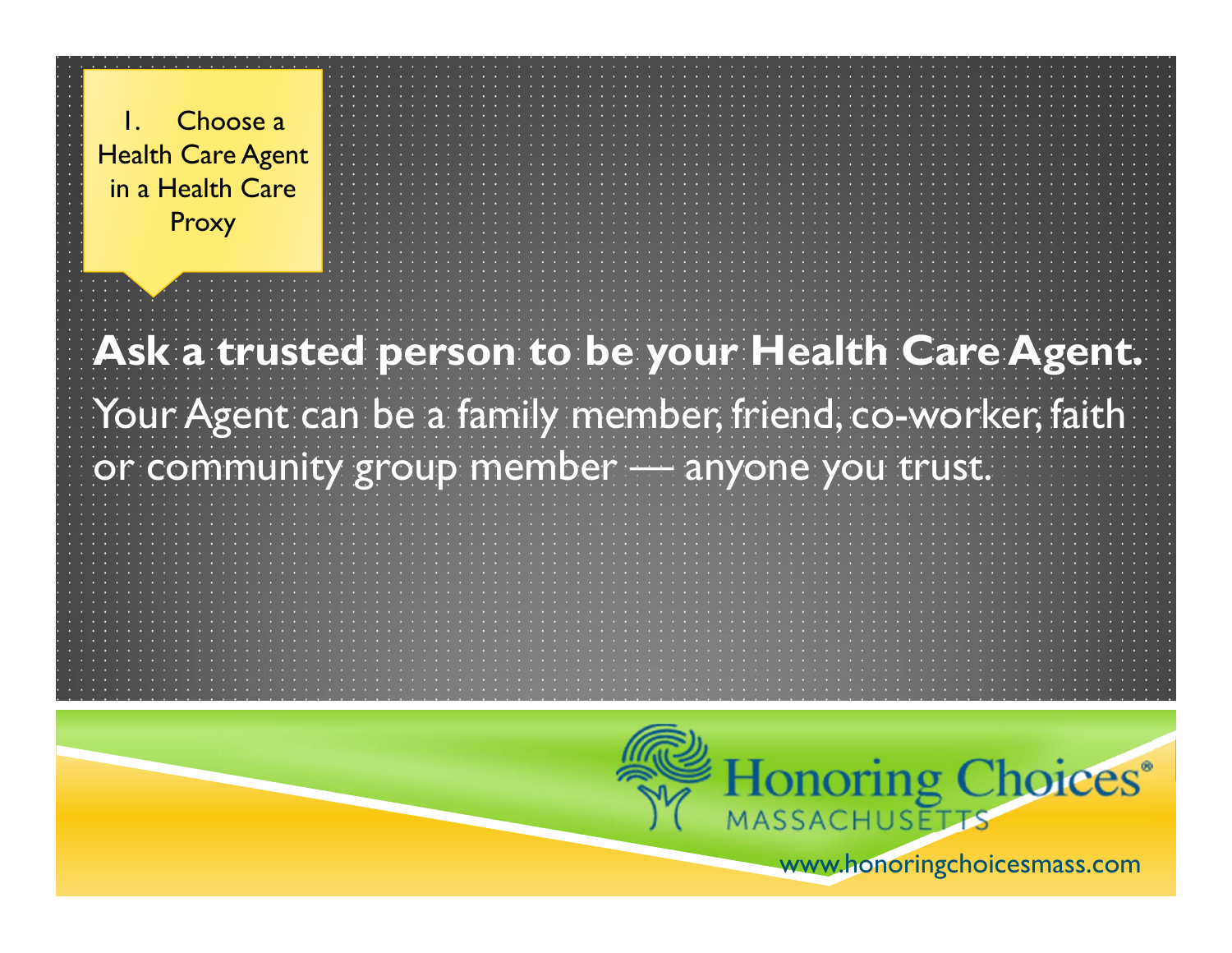1. Choose a Health Care Agent in a Health Care Proxy

**Ask a trusted person to be your Health Care Agent.**

Your Agent can be a family member, friend, co-worker, faith or community group member — anyone you trust.

Honoring Choices® MASSACHUSETTS

www.honoringchoicesmass.com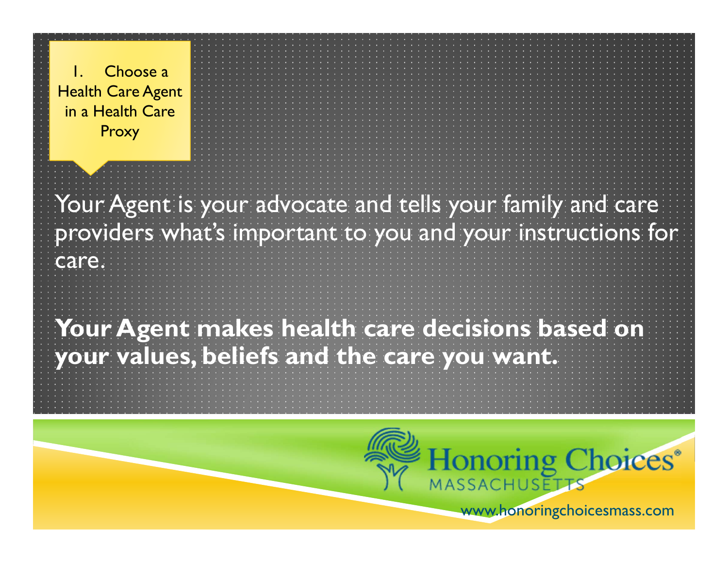1. Choose a Health Care Agent in a Health Care Proxy

Your Agent is your advocate and tells your family and care providers what's important to you and your instructions for care.

**Your Agent makes health care decisions based on your values, beliefs and the care you want.**

Honoring Choices® MASSACHUSETTS

www.honoringchoicesmass.com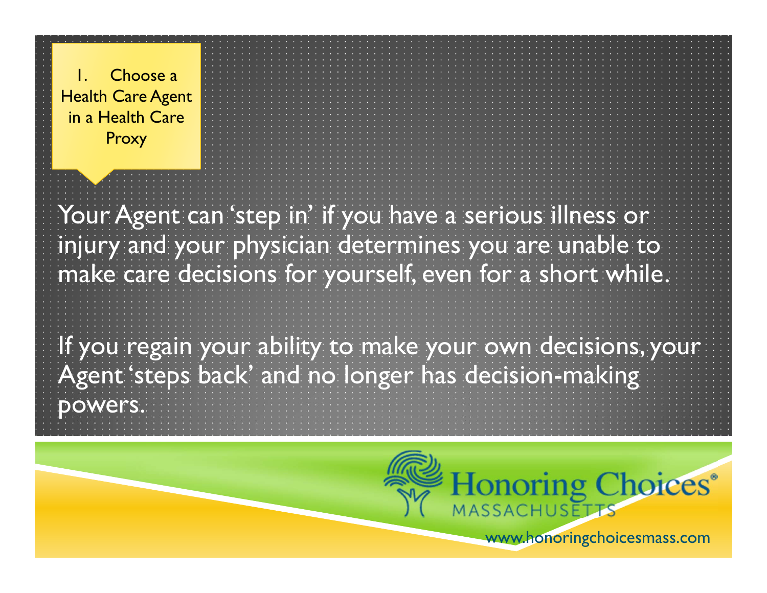1. Choose a Health Care Agent in a Health Care Proxy

Your Agent can 'step in' if you have a serious illness or injury and your physician determines you are unable to make care decisions for yourself, even for a short while.

If you regain your ability to make your own decisions, your Agent 'steps back' and no longer has decision-making powers.

Honoring Choices® MASSACHUSETTS

www.honoringchoicesmass.com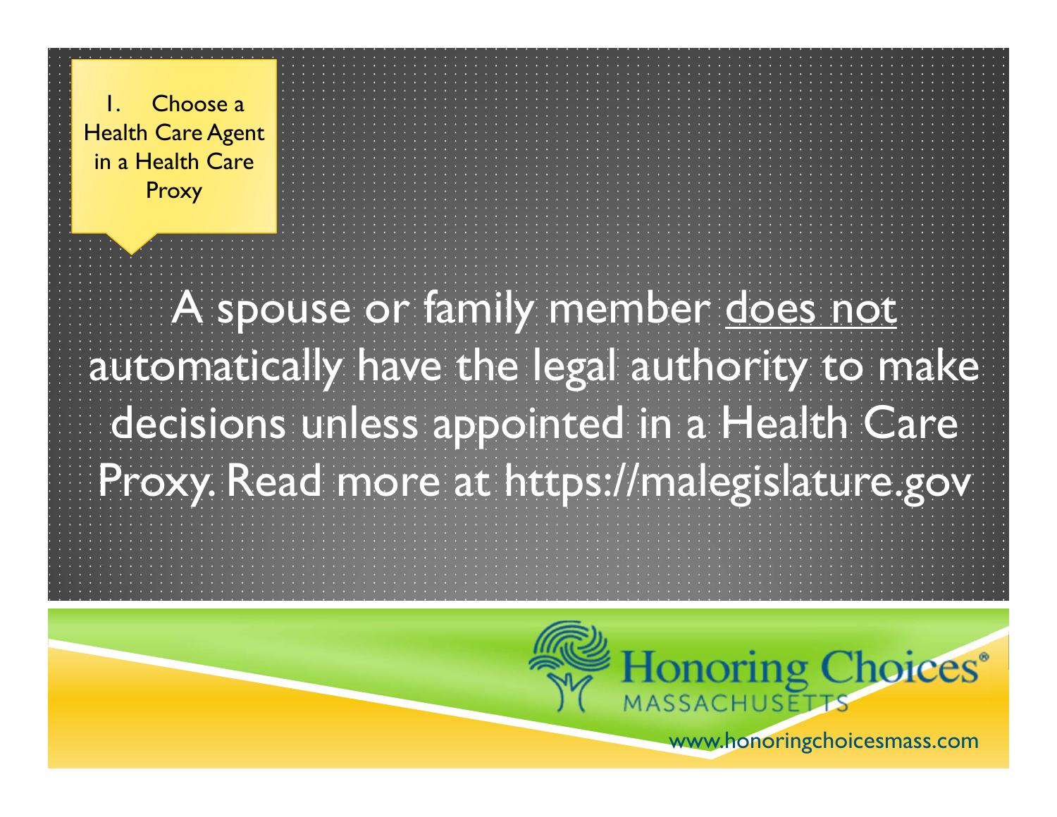1. Choose a Health Care Agent in a Health Care Proxy

A spouse or family member <u>does not</u> automatically have the legal authority to make decisions unless appointed in a Health Care Proxy. Read more at https://malegislature.gov

Honoring Choices® MASSACHUSETTS

www.honoringchoicesmass.com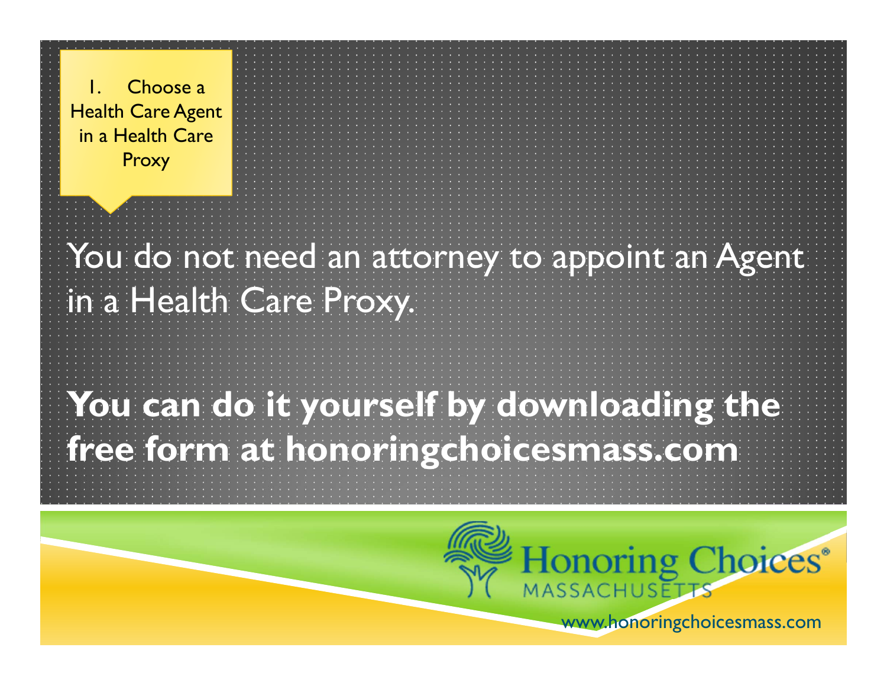1. Choose a Health Care Agent in a Health Care Proxy

You do not need an attorney to appoint an Agent in a Health Care Proxy.

**You can do it yourself by downloading the free form at honoringchoicesmass.com**

Honoring Choices® MASSACHUSETTS

www.honoringchoicesmass.com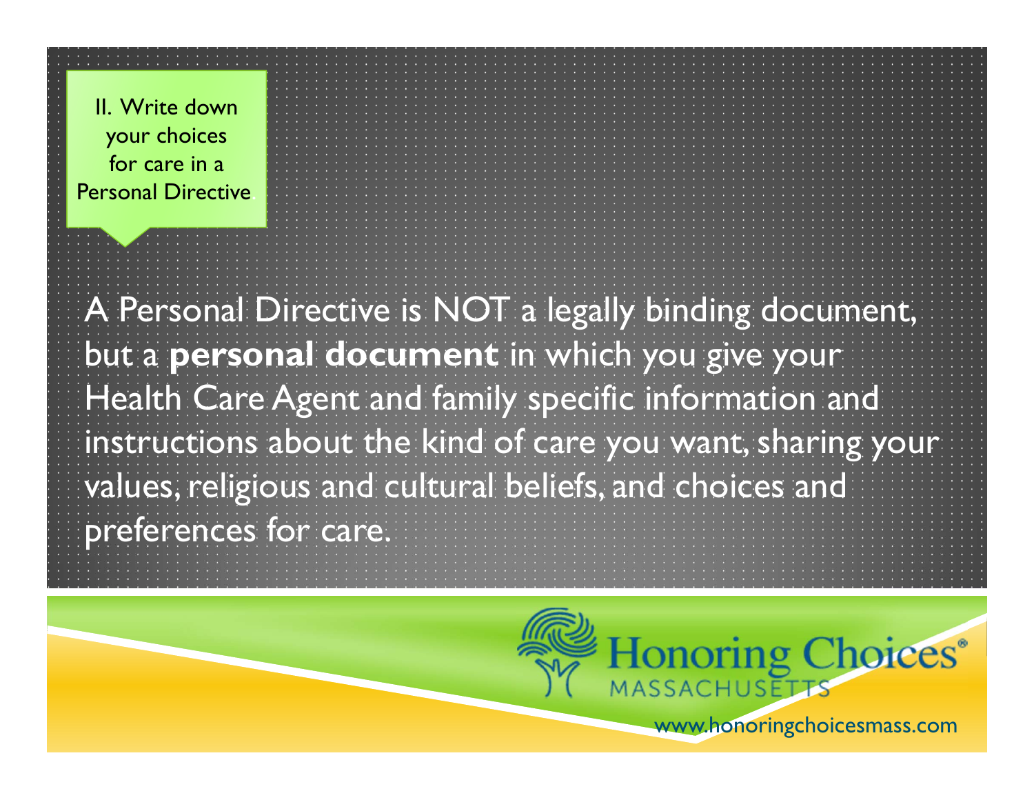II. Write down your choices for care in a Personal Directive

A Personal Directive is NOT a legally binding document, but a **personal document** in which you give your Health Care Agent and family specific information and instructions about the kind of care you want, sharing your values, religious and cultural beliefs, and choices and preferences for care.

Honoring Choices® MASSACHUSETTS

www.honoringchoicesmass.com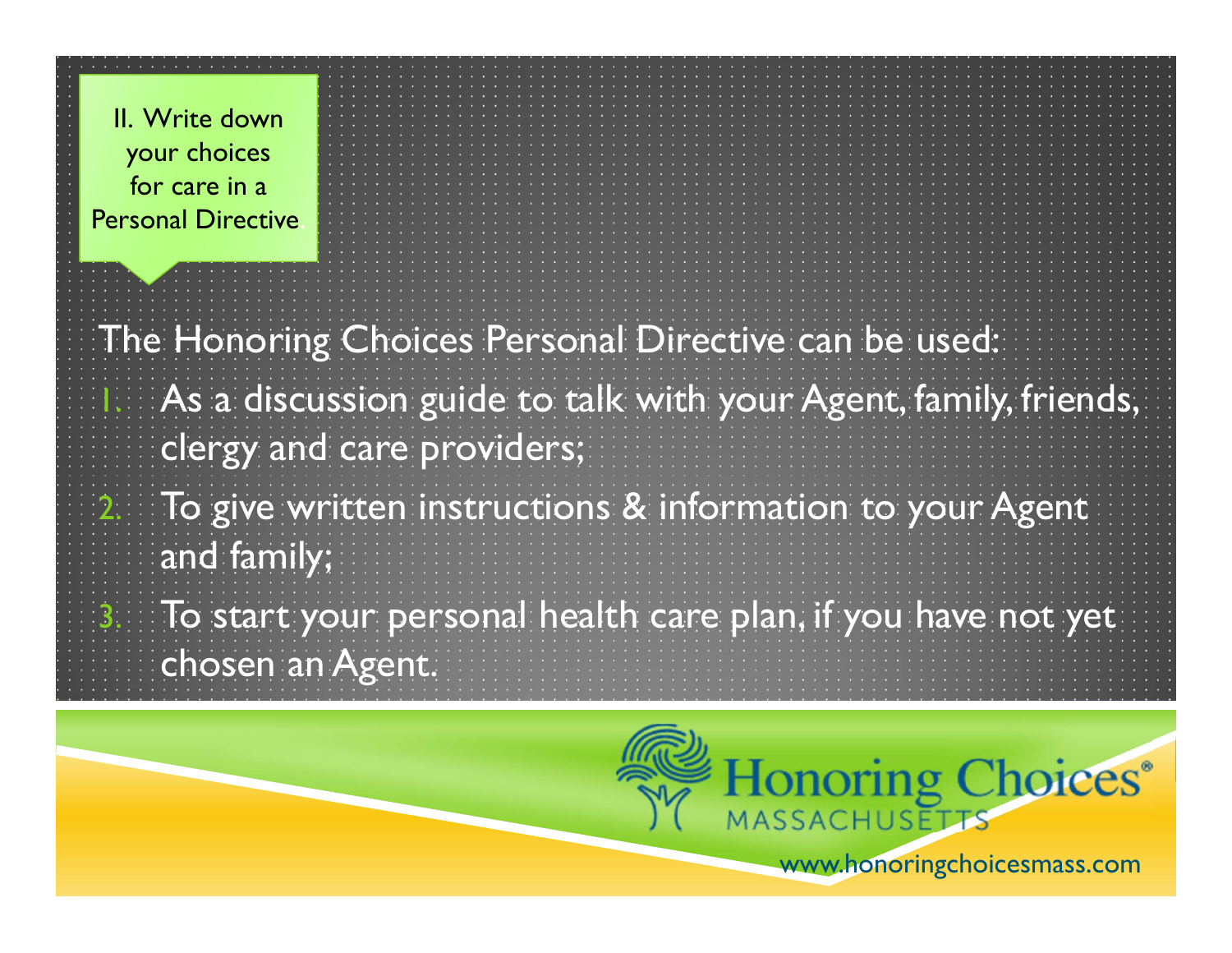II. Write down your choices for care in a Personal Directive.

The Honoring Choices Personal Directive can be used:

1. As a discussion guide to talk with your Agent, family, friends, clergy and care providers;
2. To give written instructions & information to your Agent and family;
3. To start your personal health care plan, if you have not yet chosen an Agent.

Honoring Choices®
MASSACHUSETTS

www.honoringchoicesmass.com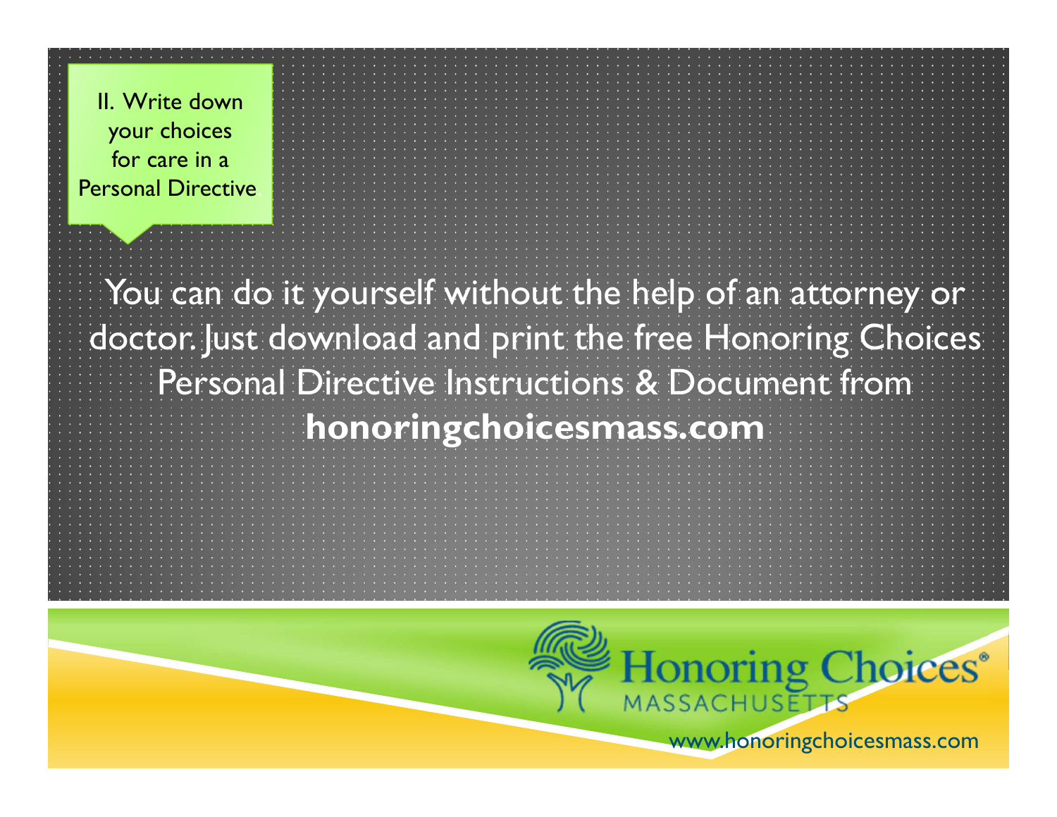II. Write down your choices for care in a Personal Directive

You can do it yourself without the help of an attorney or doctor. Just download and print the free Honoring Choices Personal Directive Instructions & Document from **honoringchoicesmass.com**

Honoring Choices® MASSACHUSETTS

www.honoringchoicesmass.com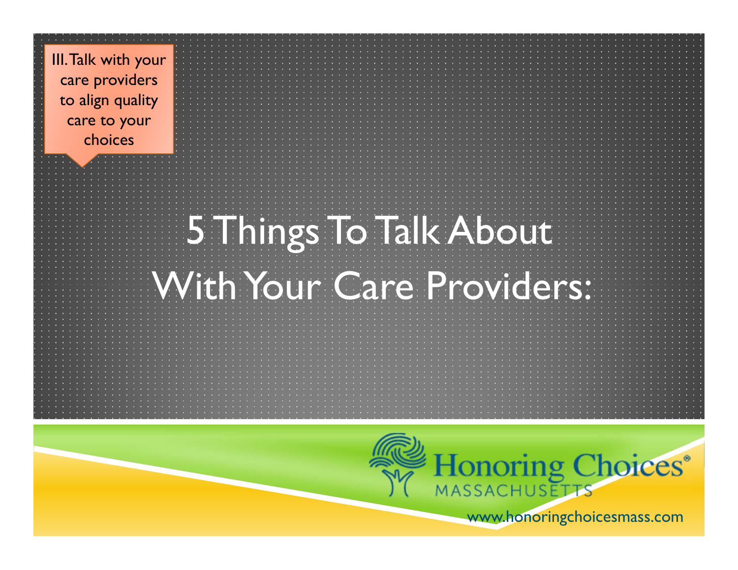III. Talk with your care providers to align quality care to your choices

# 5 Things To Talk About With Your Care Providers:

Honoring Choices® MASSACHUSETTS

www.honoringchoicesmass.com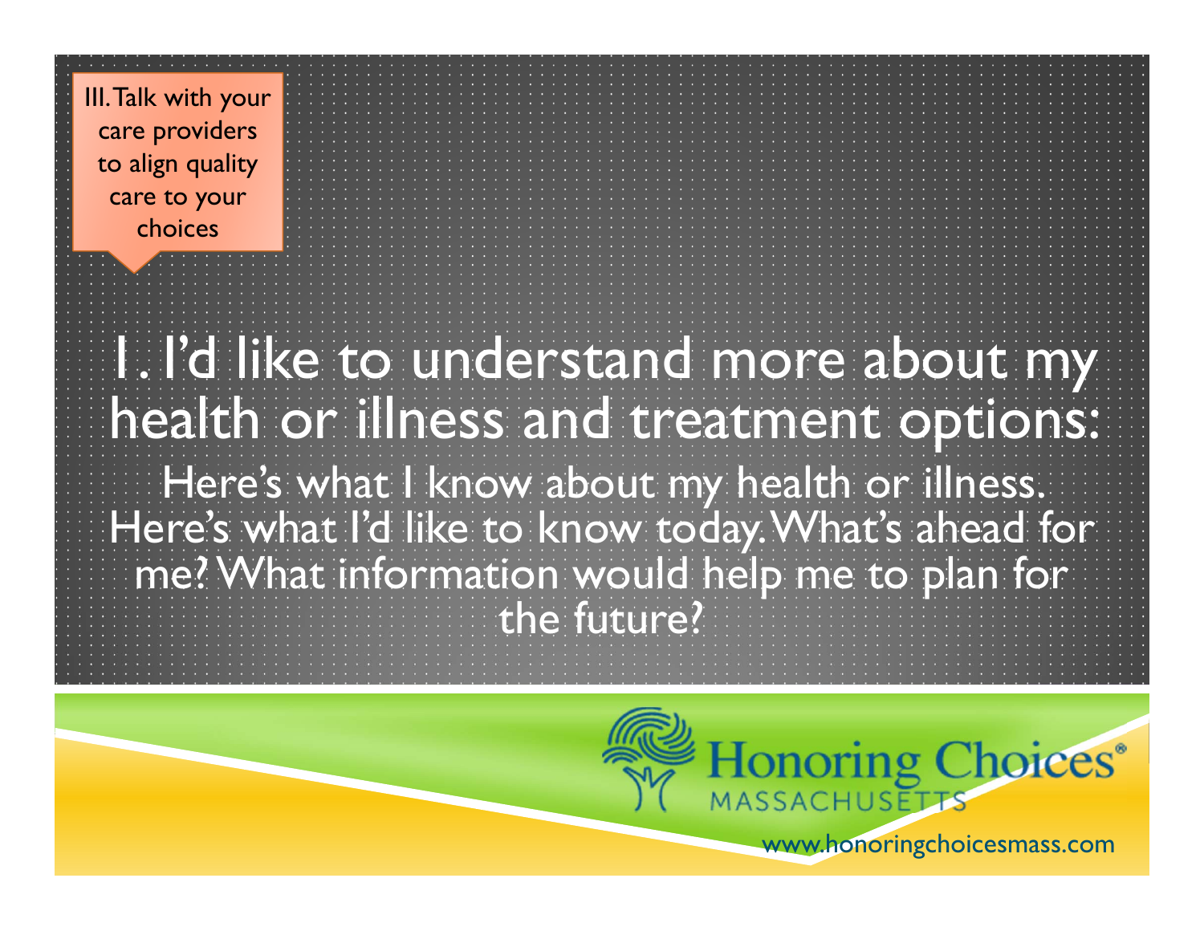III. Talk with your care providers to align quality care to your choices

# 1. I'd like to understand more about my health or illness and treatment options:

Here's what I know about my health or illness. Here's what I'd like to know today. What's ahead for me? What information would help me to plan for the future?

Honoring Choices® MASSACHUSETTS

www.honoringchoicesmass.com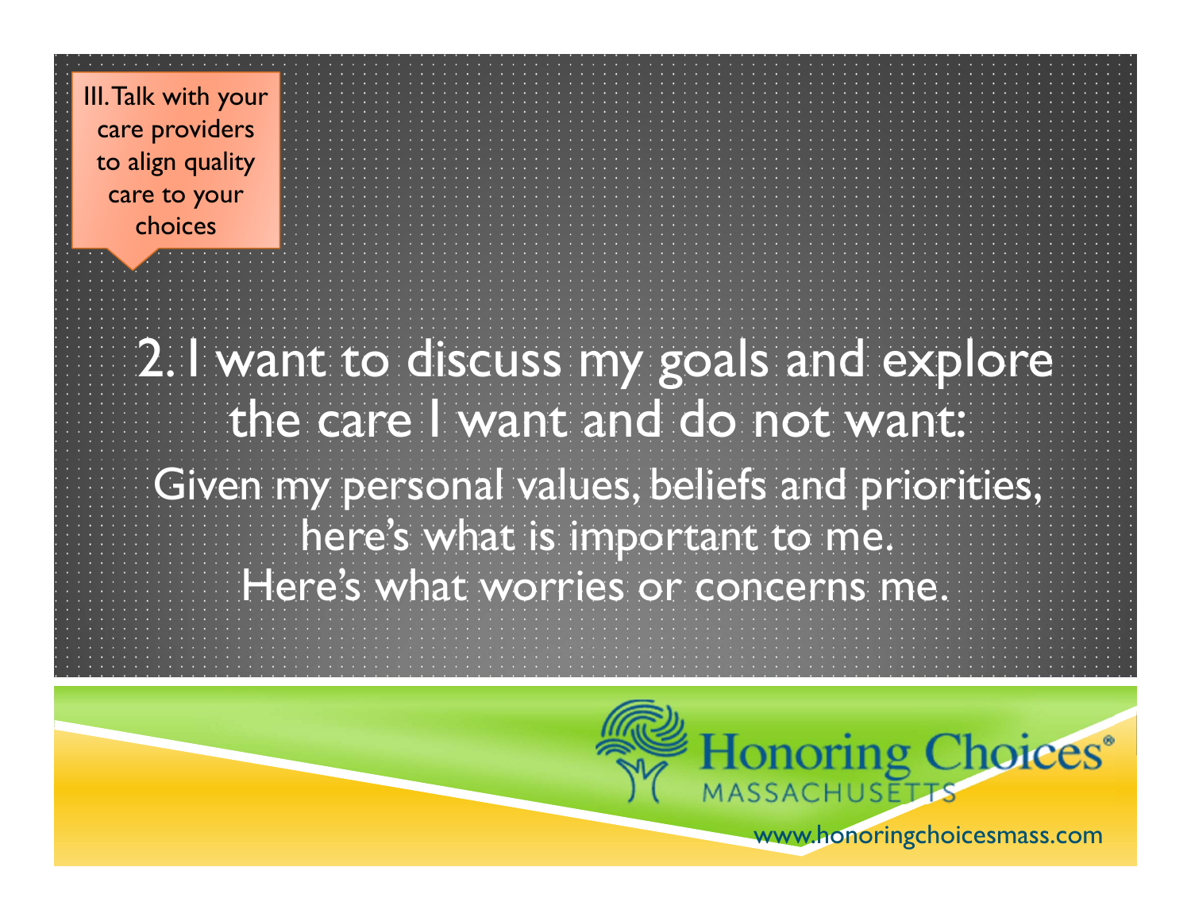III. Talk with your care providers to align quality care to your choices

## 2. I want to discuss my goals and explore the care I want and do not want:

Given my personal values, beliefs and priorities, here's what is important to me.
Here's what worries or concerns me.

Honoring Choices® MASSACHUSETTS

www.honoringchoicesmass.com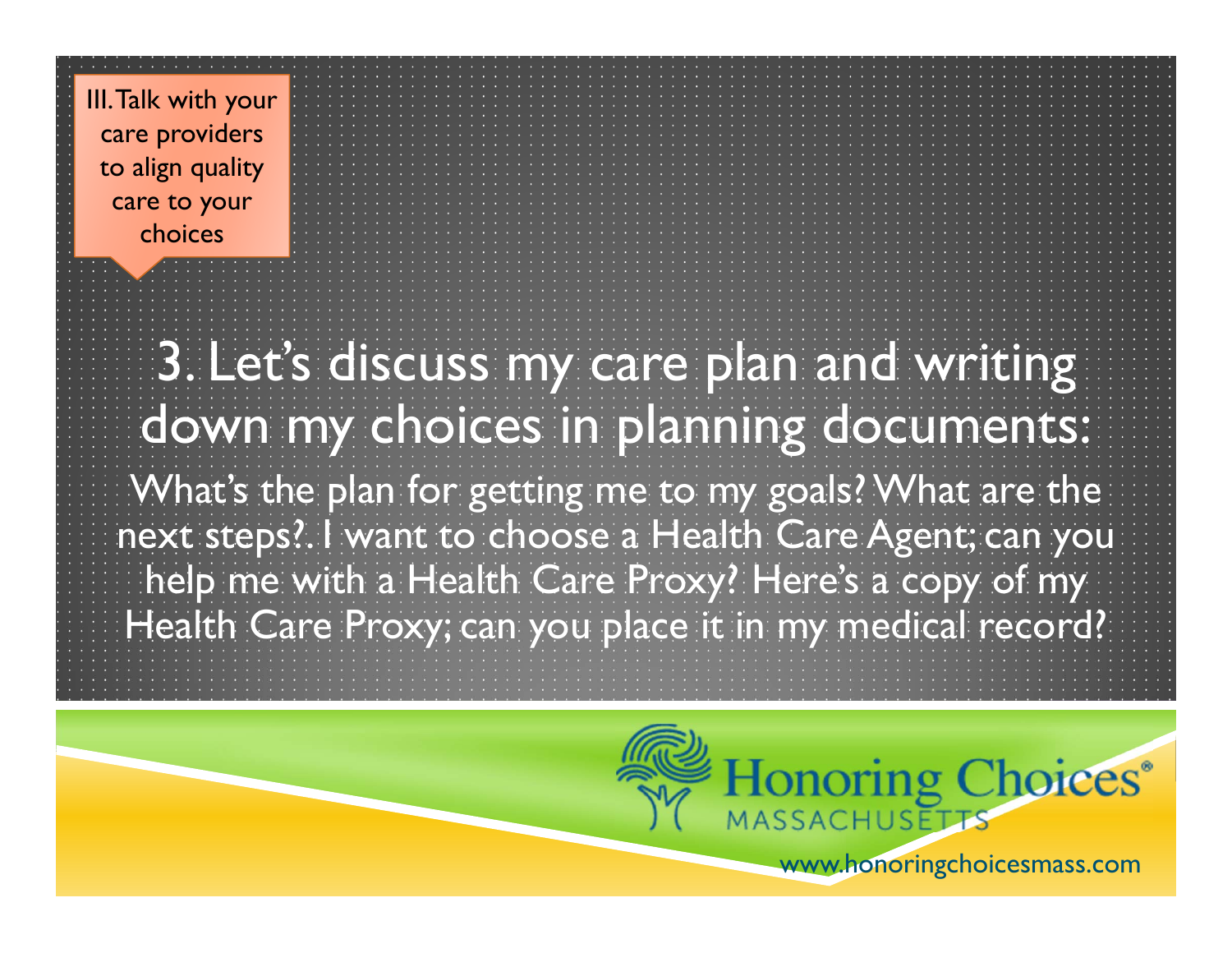III. Talk with your care providers to align quality care to your choices

# 3. Let's discuss my care plan and writing down my choices in planning documents:

What's the plan for getting me to my goals? What are the next steps?. I want to choose a Health Care Agent; can you help me with a Health Care Proxy? Here's a copy of my Health Care Proxy; can you place it in my medical record?

Honoring Choices® MASSACHUSETTS

www.honoringchoicesmass.com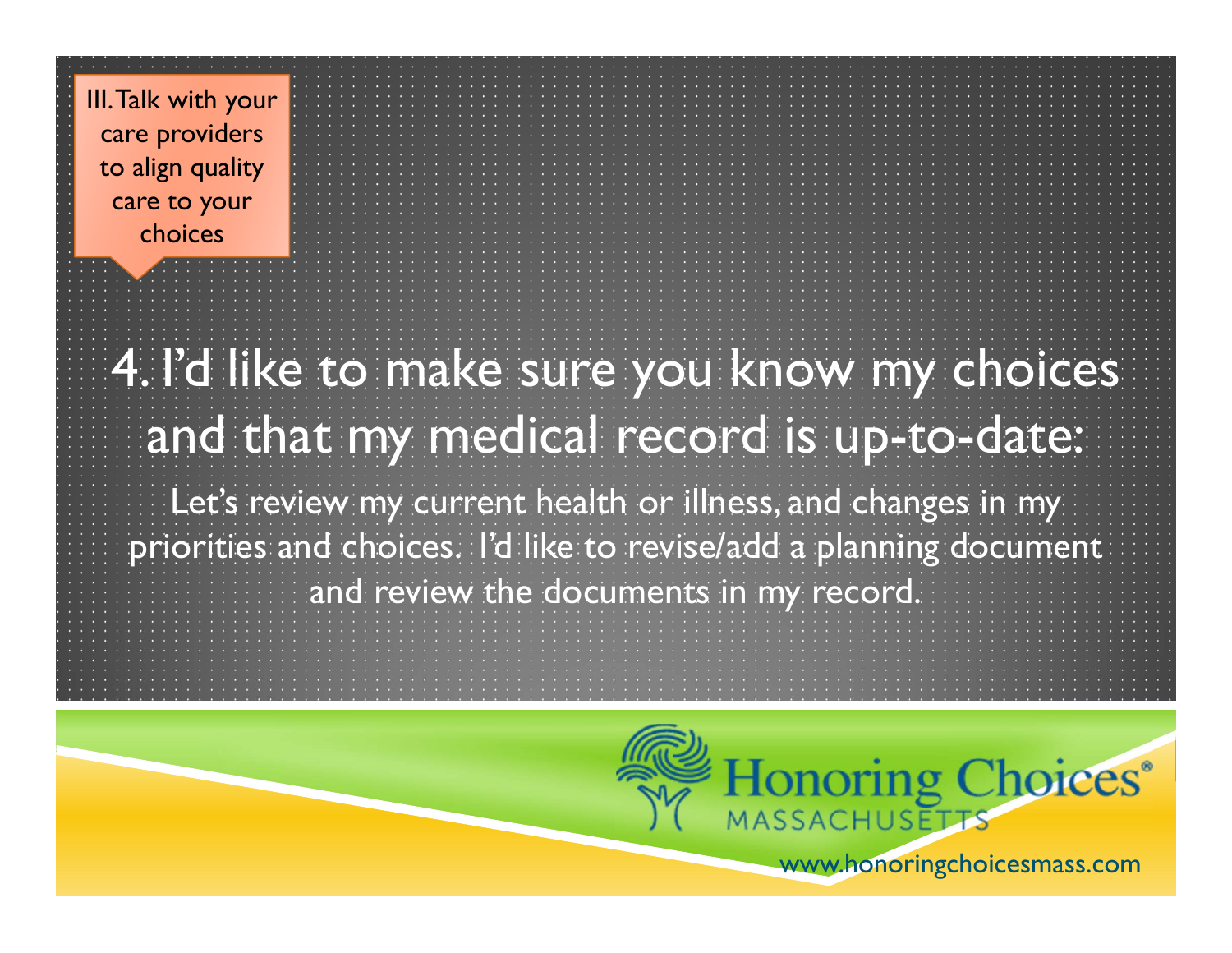III. Talk with your care providers to align quality care to your choices

# 4. I'd like to make sure you know my choices and that my medical record is up-to-date:

Let's review my current health or illness, and changes in my priorities and choices. I'd like to revise/add a planning document and review the documents in my record.

Honoring Choices® MASSACHUSETTS

www.honoringchoicesmass.com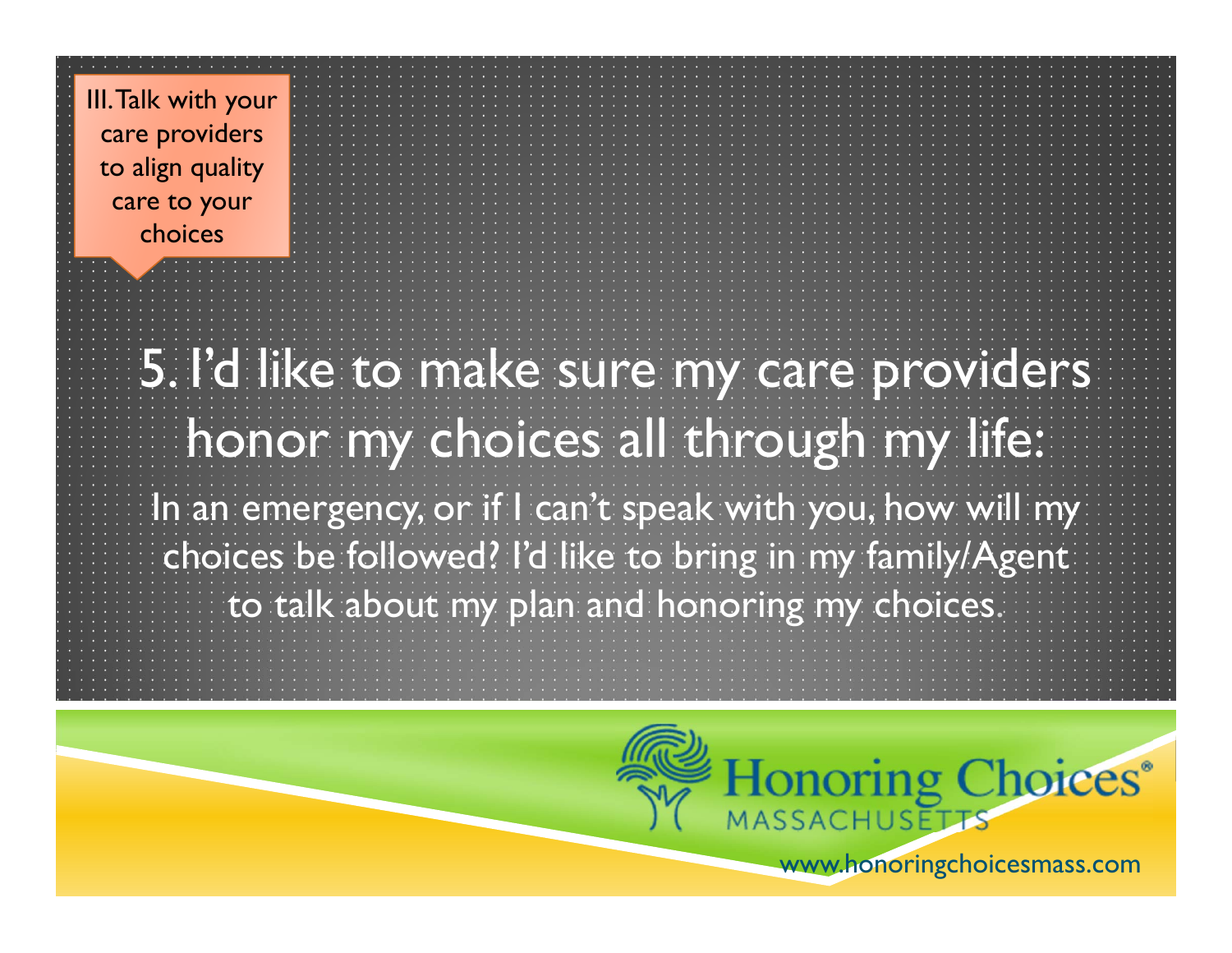III. Talk with your care providers to align quality care to your choices

# 5. I'd like to make sure my care providers honor my choices all through my life:

In an emergency, or if I can't speak with you, how will my choices be followed? I'd like to bring in my family/Agent to talk about my plan and honoring my choices.

Honoring Choices® MASSACHUSETTS

www.honoringchoicesmass.com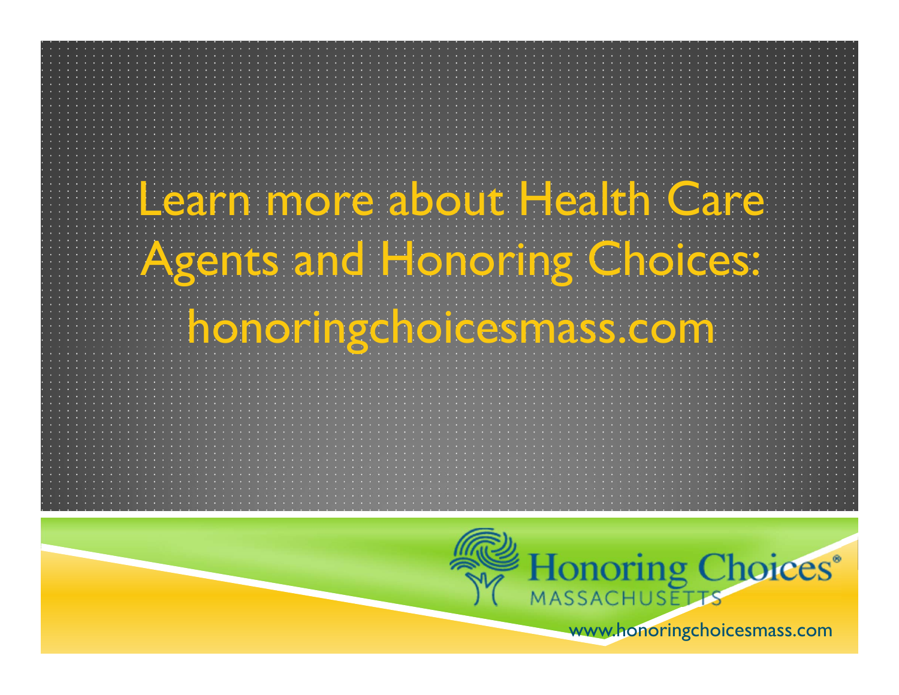# Learn more about Health Care Agents and Honoring Choices: honoringchoicesmass.com

Honoring Choices® MASSACHUSETTS

www.honoringchoicesmass.com